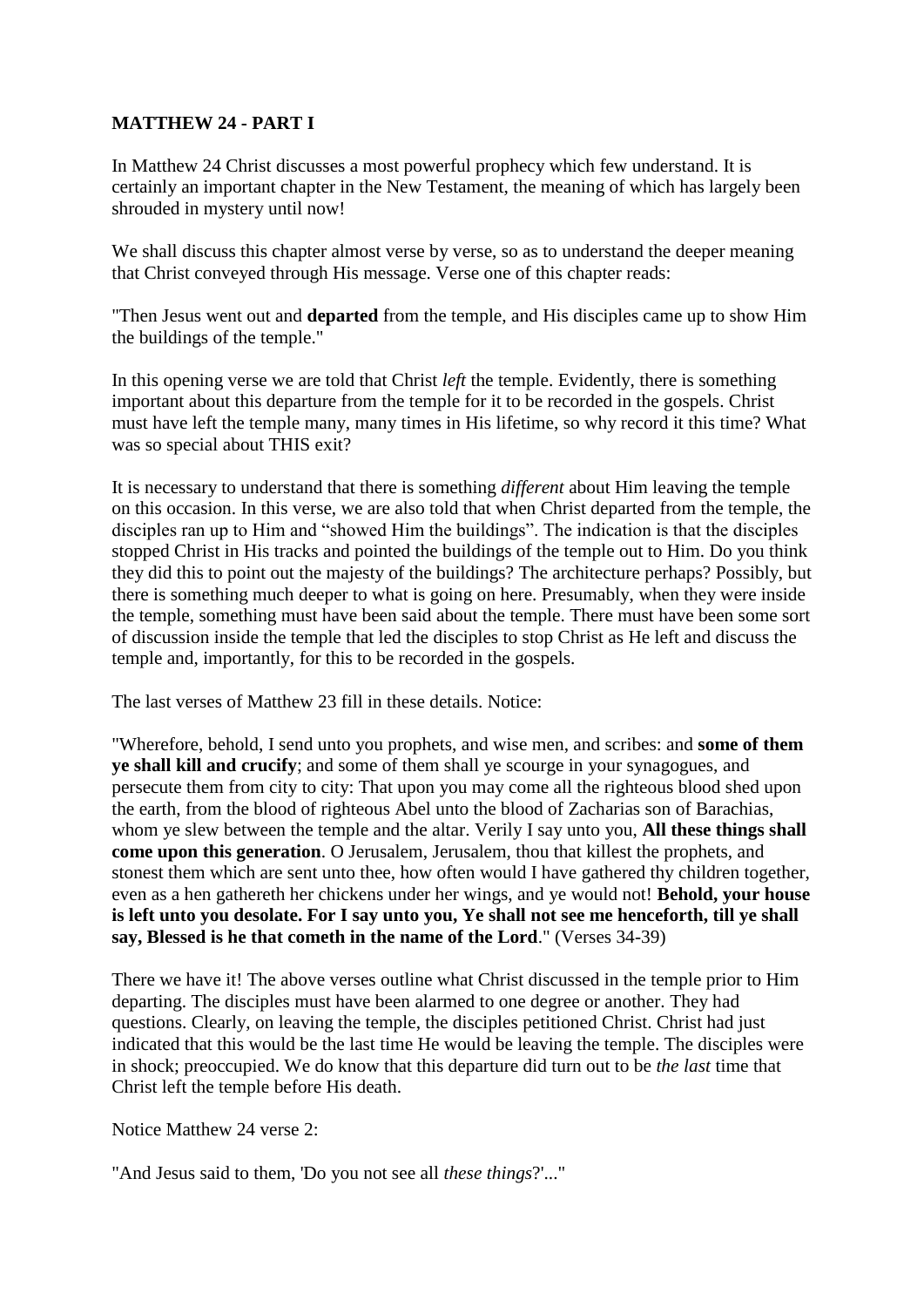**MATTHEW 24 - PART I**

In Matthew 24 Christ discusses a most powerful prophecy which few understand. It is certainly an important chapter in the New Testament, the meaning of which has largely been shrouded in mystery until now!

We shall discuss this chapter almost verse by verse, so as to understand the deeper meaning that Christ conveyed through His message. Verse one of this chapter reads:

"Then Jesus went out and **departed** from the temple, and His disciples came up to show Him the buildings of the temple."

In this opening verse we are told that Christ *left* the temple. Evidently, there is something important about this departure from the temple for it to be recorded in the gospels. Christ must have left the temple many, many times in His lifetime, so why record it this time? What was so special about THIS exit?

It is necessary to understand that there is something *different* about Him leaving the temple on this occasion. In this verse, we are also told that when Christ departed from the temple, the disciples ran up to Him and "showed Him the buildings". The indication is that the disciples stopped Christ in His tracks and pointed the buildings of the temple out to Him. Do you think they did this to point out the majesty of the buildings? The architecture perhaps? Possibly, but there is something much deeper to what is going on here. Presumably, when they were inside the temple, something must have been said about the temple. There must have been some sort of discussion inside the temple that led the disciples to stop Christ as He left and discuss the temple and, importantly, for this to be recorded in the gospels.

The last verses of Matthew 23 fill in these details. Notice:

"Wherefore, behold, I send unto you prophets, and wise men, and scribes: and **some of them ye shall kill and crucify**; and some of them shall ye scourge in your synagogues, and persecute them from city to city: That upon you may come all the righteous blood shed upon the earth, from the blood of righteous Abel unto the blood of Zacharias son of Barachias, whom ye slew between the temple and the altar. Verily I say unto you, **All these things shall come upon this generation**. O Jerusalem, Jerusalem, thou that killest the prophets, and stonest them which are sent unto thee, how often would I have gathered thy children together, even as a hen gathereth her chickens under her wings, and ye would not! **Behold, your house is left unto you desolate. For I say unto you, Ye shall not see me henceforth, till ye shall say, Blessed is he that cometh in the name of the Lord**." (Verses 34-39)

There we have it! The above verses outline what Christ discussed in the temple prior to Him departing. The disciples must have been alarmed to one degree or another. They had questions. Clearly, on leaving the temple, the disciples petitioned Christ. Christ had just indicated that this would be the last time He would be leaving the temple. The disciples were in shock; preoccupied. We do know that this departure did turn out to be *the last* time that Christ left the temple before His death.

Notice Matthew 24 verse 2:

"And Jesus said to them, 'Do you not see all *these things*?'..."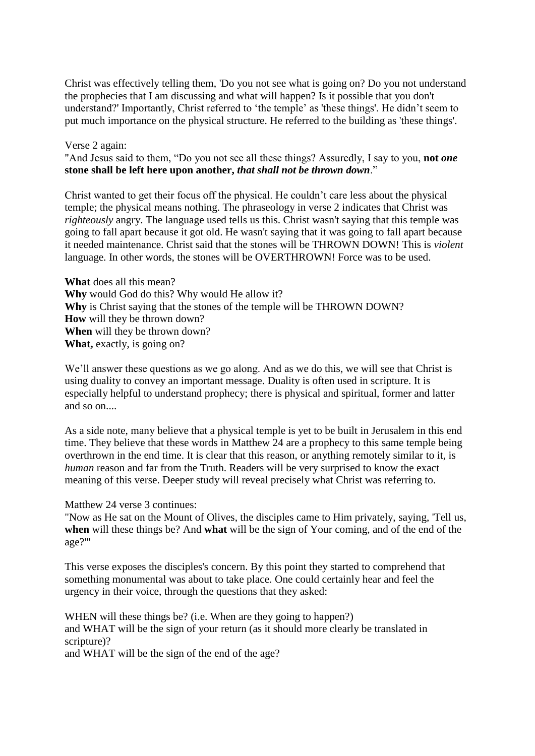Christ was effectively telling them, 'Do you not see what is going on? Do you not understand the prophecies that I am discussing and what will happen? Is it possible that you don't understand?' Importantly, Christ referred to 'the temple' as 'these things'. He didn't seem to put much importance on the physical structure. He referred to the building as 'these things'.

Verse 2 again:
"And Jesus said to them, "Do you not see all these things? Assuredly, I say to you, **not *one* stone shall be left here upon another, *that shall not be thrown down*.**"

Christ wanted to get their focus off the physical. He couldn't care less about the physical temple; the physical means nothing. The phraseology in verse 2 indicates that Christ was *righteously* angry. The language used tells us this. Christ wasn't saying that this temple was going to fall apart because it got old. He wasn't saying that it was going to fall apart because it needed maintenance. Christ said that the stones will be THROWN DOWN! This is *violent* language. In other words, the stones will be OVERTHROWN! Force was to be used.

**What** does all this mean?
**Why** would God do this? Why would He allow it?
**Why** is Christ saying that the stones of the temple will be THROWN DOWN?
**How** will they be thrown down?
**When** will they be thrown down?
**What,** exactly, is going on?

We'll answer these questions as we go along. And as we do this, we will see that Christ is using duality to convey an important message. Duality is often used in scripture. It is especially helpful to understand prophecy; there is physical and spiritual, former and latter and so on....

As a side note, many believe that a physical temple is yet to be built in Jerusalem in this end time. They believe that these words in Matthew 24 are a prophecy to this same temple being overthrown in the end time. It is clear that this reason, or anything remotely similar to it, is *human* reason and far from the Truth. Readers will be very surprised to know the exact meaning of this verse. Deeper study will reveal precisely what Christ was referring to.

Matthew 24 verse 3 continues:
"Now as He sat on the Mount of Olives, the disciples came to Him privately, saying, 'Tell us, **when** will these things be? And **what** will be the sign of Your coming, and of the end of the age?'"

This verse exposes the disciples's concern. By this point they started to comprehend that something monumental was about to take place. One could certainly hear and feel the urgency in their voice, through the questions that they asked:

WHEN will these things be? (i.e. When are they going to happen?)
and WHAT will be the sign of your return (as it should more clearly be translated in scripture)?
and WHAT will be the sign of the end of the age?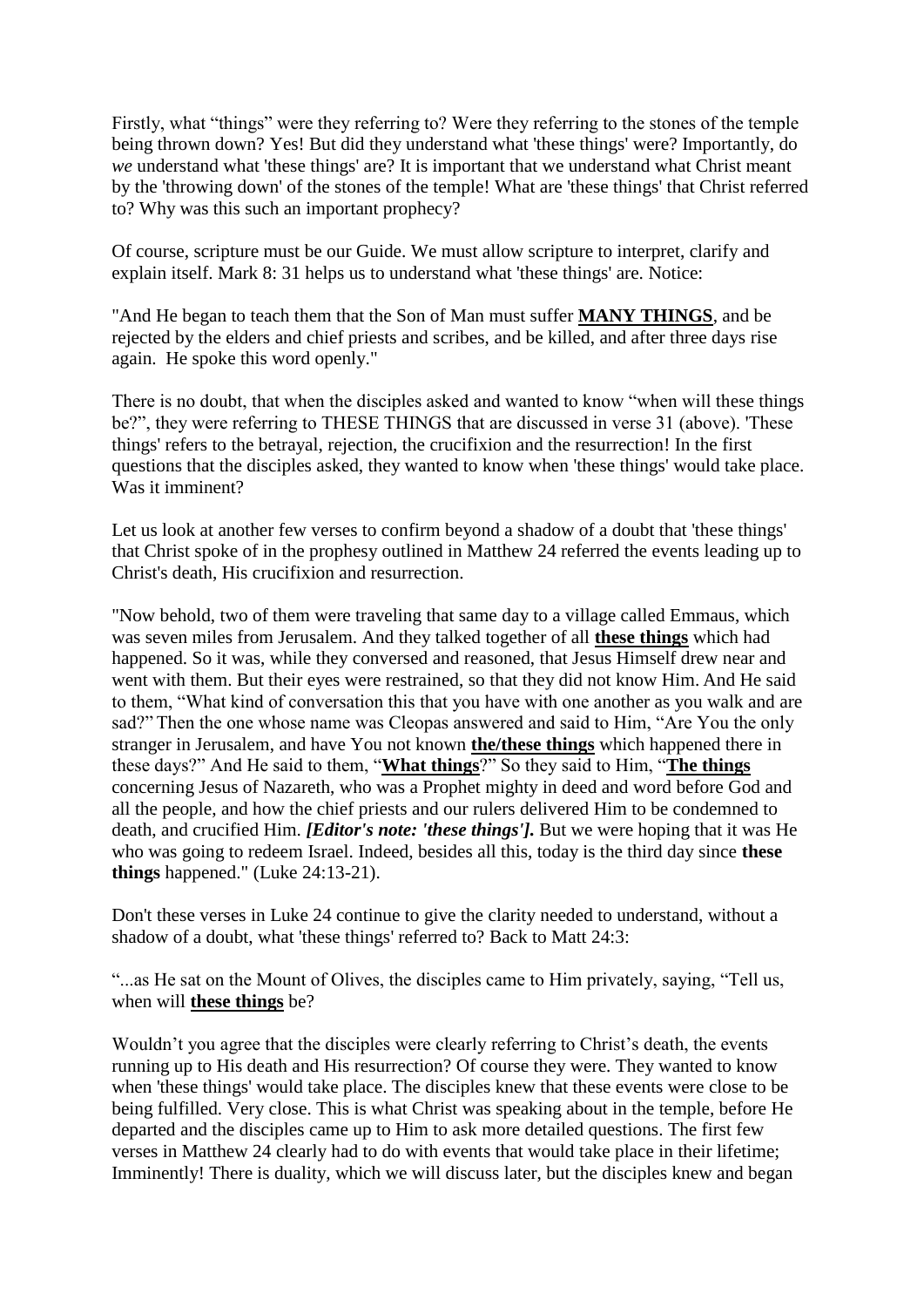Firstly, what "things" were they referring to? Were they referring to the stones of the temple being thrown down? Yes! But did they understand what 'these things' were? Importantly, do *we* understand what 'these things' are? It is important that we understand what Christ meant by the 'throwing down' of the stones of the temple! What are 'these things' that Christ referred to? Why was this such an important prophecy?

Of course, scripture must be our Guide. We must allow scripture to interpret, clarify and explain itself. Mark 8: 31 helps us to understand what 'these things' are. Notice:

"And He began to teach them that the Son of Man must suffer <u>**MANY THINGS**</u>, and be rejected by the elders and chief priests and scribes, and be killed, and after three days rise again. He spoke this word openly."

There is no doubt, that when the disciples asked and wanted to know "when will these things be?", they were referring to THESE THINGS that are discussed in verse 31 (above). 'These things' refers to the betrayal, rejection, the crucifixion and the resurrection! In the first questions that the disciples asked, they wanted to know when 'these things' would take place. Was it imminent?

Let us look at another few verses to confirm beyond a shadow of a doubt that 'these things' that Christ spoke of in the prophesy outlined in Matthew 24 referred the events leading up to Christ's death, His crucifixion and resurrection.

"Now behold, two of them were traveling that same day to a village called Emmaus, which was seven miles from Jerusalem. And they talked together of all <u>**these things**</u> which had happened. So it was, while they conversed and reasoned, that Jesus Himself drew near and went with them. But their eyes were restrained, so that they did not know Him. And He said to them, "What kind of conversation this that you have with one another as you walk and are sad?" Then the one whose name was Cleopas answered and said to Him, "Are You the only stranger in Jerusalem, and have You not known <u>**the/these things**</u> which happened there in these days?" And He said to them, "<u>**What things**</u>?" So they said to Him, "<u>**The things**</u> concerning Jesus of Nazareth, who was a Prophet mighty in deed and word before God and all the people, and how the chief priests and our rulers delivered Him to be condemned to death, and crucified Him. ***[Editor's note: 'these things'].*** But we were hoping that it was He who was going to redeem Israel. Indeed, besides all this, today is the third day since **these things** happened." (Luke 24:13-21).

Don't these verses in Luke 24 continue to give the clarity needed to understand, without a shadow of a doubt, what 'these things' referred to? Back to Matt 24:3:

"...as He sat on the Mount of Olives, the disciples came to Him privately, saying, "Tell us, when will <u>**these things**</u> be?

Wouldn't you agree that the disciples were clearly referring to Christ's death, the events running up to His death and His resurrection? Of course they were. They wanted to know when 'these things' would take place. The disciples knew that these events were close to being fulfilled. Very close. This is what Christ was speaking about in the temple, before He departed and the disciples came up to Him to ask more detailed questions. The first few verses in Matthew 24 clearly had to do with events that would take place in their lifetime; Imminently! There is duality, which we will discuss later, but the disciples knew and began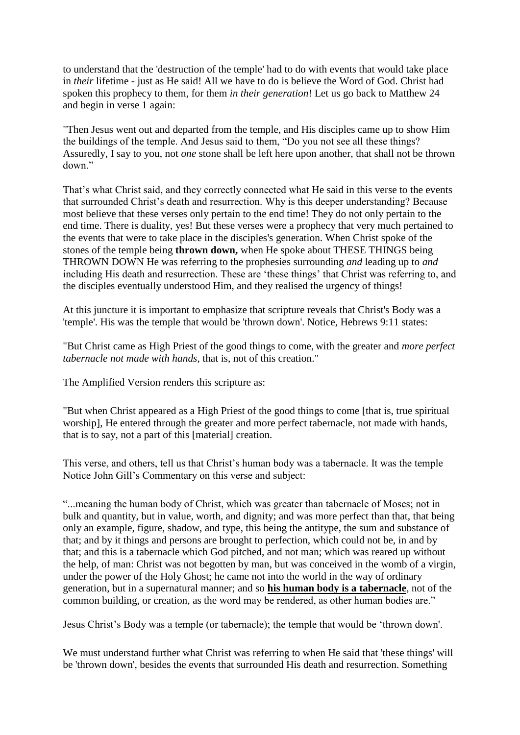to understand that the 'destruction of the temple' had to do with events that would take place in *their* lifetime - just as He said! All we have to do is believe the Word of God. Christ had spoken this prophecy to them, for them *in their generation*! Let us go back to Matthew 24 and begin in verse 1 again:

"Then Jesus went out and departed from the temple, and His disciples came up to show Him the buildings of the temple. And Jesus said to them, "Do you not see all these things? Assuredly, I say to you, not *one* stone shall be left here upon another, that shall not be thrown down."

That's what Christ said, and they correctly connected what He said in this verse to the events that surrounded Christ's death and resurrection. Why is this deeper understanding? Because most believe that these verses only pertain to the end time! They do not only pertain to the end time. There is duality, yes! But these verses were a prophecy that very much pertained to the events that were to take place in the disciples's generation. When Christ spoke of the stones of the temple being **thrown down,** when He spoke about THESE THINGS being THROWN DOWN He was referring to the prophesies surrounding *and* leading up to *and* including His death and resurrection. These are 'these things' that Christ was referring to, and the disciples eventually understood Him, and they realised the urgency of things!

At this juncture it is important to emphasize that scripture reveals that Christ's Body was a 'temple'. His was the temple that would be 'thrown down'. Notice, Hebrews 9:11 states:

"But Christ came as High Priest of the good things to come, with the greater and *more perfect tabernacle not made with hands*, that is, not of this creation."

The Amplified Version renders this scripture as:

"But when Christ appeared as a High Priest of the good things to come [that is, true spiritual worship], He entered through the greater and more perfect tabernacle, not made with hands, that is to say, not a part of this [material] creation.

This verse, and others, tell us that Christ's human body was a tabernacle. It was the temple Notice John Gill's Commentary on this verse and subject:

"...meaning the human body of Christ, which was greater than tabernacle of Moses; not in bulk and quantity, but in value, worth, and dignity; and was more perfect than that, that being only an example, figure, shadow, and type, this being the antitype, the sum and substance of that; and by it things and persons are brought to perfection, which could not be, in and by that; and this is a tabernacle which God pitched, and not man; which was reared up without the help, of man: Christ was not begotten by man, but was conceived in the womb of a virgin, under the power of the Holy Ghost; he came not into the world in the way of ordinary generation, but in a supernatural manner; and so **his human body is a tabernacle**, not of the common building, or creation, as the word may be rendered, as other human bodies are."

Jesus Christ's Body was a temple (or tabernacle); the temple that would be 'thrown down'.

We must understand further what Christ was referring to when He said that 'these things' will be 'thrown down', besides the events that surrounded His death and resurrection. Something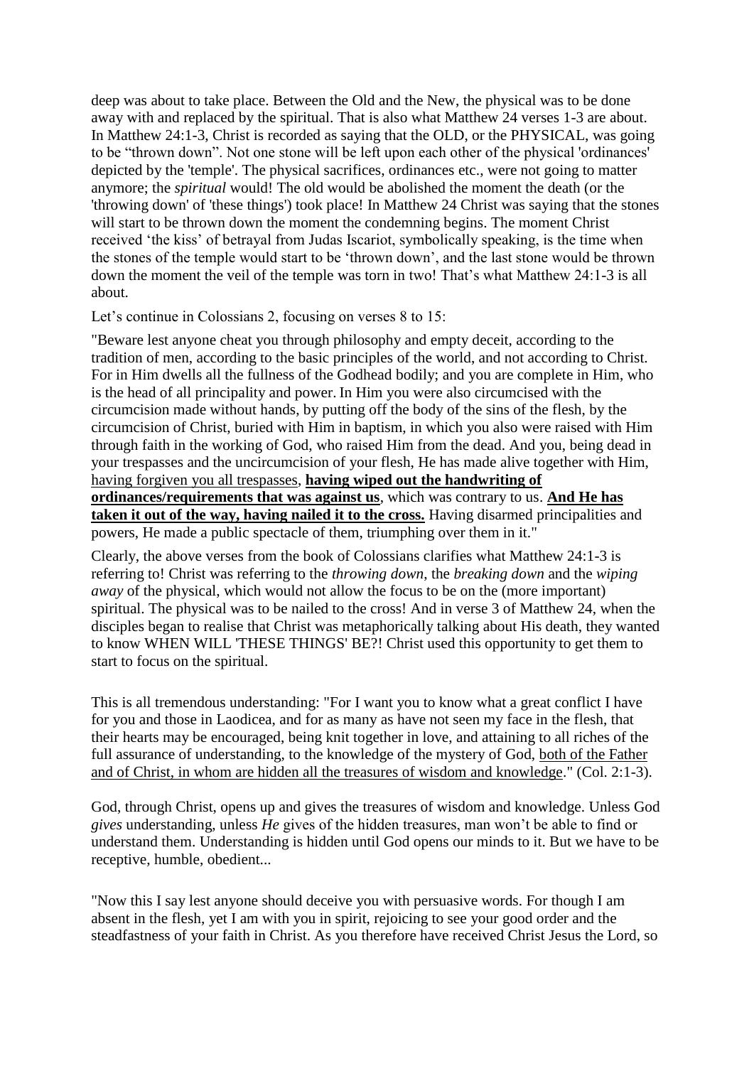deep was about to take place. Between the Old and the New, the physical was to be done away with and replaced by the spiritual. That is also what Matthew 24 verses 1-3 are about. In Matthew 24:1-3, Christ is recorded as saying that the OLD, or the PHYSICAL, was going to be "thrown down". Not one stone will be left upon each other of the physical 'ordinances' depicted by the 'temple'. The physical sacrifices, ordinances etc., were not going to matter anymore; the *spiritual* would! The old would be abolished the moment the death (or the 'throwing down' of 'these things') took place! In Matthew 24 Christ was saying that the stones will start to be thrown down the moment the condemning begins. The moment Christ received 'the kiss' of betrayal from Judas Iscariot, symbolically speaking, is the time when the stones of the temple would start to be 'thrown down', and the last stone would be thrown down the moment the veil of the temple was torn in two! That's what Matthew 24:1-3 is all about.

Let's continue in Colossians 2, focusing on verses 8 to 15:

"Beware lest anyone cheat you through philosophy and empty deceit, according to the tradition of men, according to the basic principles of the world, and not according to Christ. For in Him dwells all the fullness of the Godhead bodily; and you are complete in Him, who is the head of all principality and power. In Him you were also circumcised with the circumcision made without hands, by putting off the body of the sins of the flesh, by the circumcision of Christ, buried with Him in baptism, in which you also were raised with Him through faith in the working of God, who raised Him from the dead. And you, being dead in your trespasses and the uncircumcision of your flesh, He has made alive together with Him, having forgiven you all trespasses, **having wiped out the handwriting of ordinances/requirements that was against us**, which was contrary to us. **And He has taken it out of the way, having nailed it to the cross.** Having disarmed principalities and powers, He made a public spectacle of them, triumphing over them in it."

Clearly, the above verses from the book of Colossians clarifies what Matthew 24:1-3 is referring to! Christ was referring to the *throwing down*, the *breaking down* and the *wiping away* of the physical, which would not allow the focus to be on the (more important) spiritual. The physical was to be nailed to the cross! And in verse 3 of Matthew 24, when the disciples began to realise that Christ was metaphorically talking about His death, they wanted to know WHEN WILL 'THESE THINGS' BE?! Christ used this opportunity to get them to start to focus on the spiritual.

This is all tremendous understanding: "For I want you to know what a great conflict I have for you and those in Laodicea, and for as many as have not seen my face in the flesh, that their hearts may be encouraged, being knit together in love, and attaining to all riches of the full assurance of understanding, to the knowledge of the mystery of God, both of the Father and of Christ, in whom are hidden all the treasures of wisdom and knowledge." (Col. 2:1-3).

God, through Christ, opens up and gives the treasures of wisdom and knowledge. Unless God *gives* understanding, unless *He* gives of the hidden treasures, man won't be able to find or understand them. Understanding is hidden until God opens our minds to it. But we have to be receptive, humble, obedient...

"Now this I say lest anyone should deceive you with persuasive words. For though I am absent in the flesh, yet I am with you in spirit, rejoicing to see your good order and the steadfastness of your faith in Christ. As you therefore have received Christ Jesus the Lord, so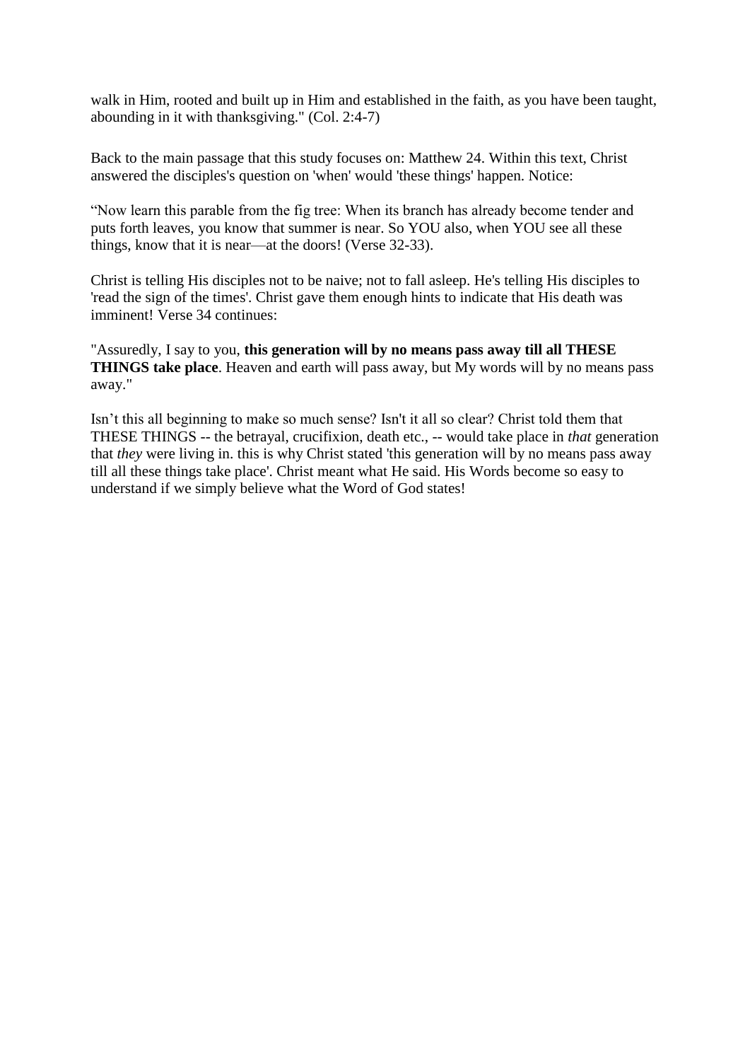walk in Him, rooted and built up in Him and established in the faith, as you have been taught, abounding in it with thanksgiving." (Col. 2:4-7)

Back to the main passage that this study focuses on: Matthew 24. Within this text, Christ answered the disciples's question on 'when' would 'these things' happen. Notice:

"Now learn this parable from the fig tree: When its branch has already become tender and puts forth leaves, you know that summer is near. So YOU also, when YOU see all these things, know that it is near—at the doors! (Verse 32-33).

Christ is telling His disciples not to be naive; not to fall asleep. He's telling His disciples to 'read the sign of the times'. Christ gave them enough hints to indicate that His death was imminent! Verse 34 continues:

"Assuredly, I say to you, **this generation will by no means pass away till all THESE THINGS take place**. Heaven and earth will pass away, but My words will by no means pass away."

Isn't this all beginning to make so much sense? Isn't it all so clear? Christ told them that THESE THINGS -- the betrayal, crucifixion, death etc., -- would take place in *that* generation that *they* were living in. this is why Christ stated 'this generation will by no means pass away till all these things take place'. Christ meant what He said. His Words become so easy to understand if we simply believe what the Word of God states!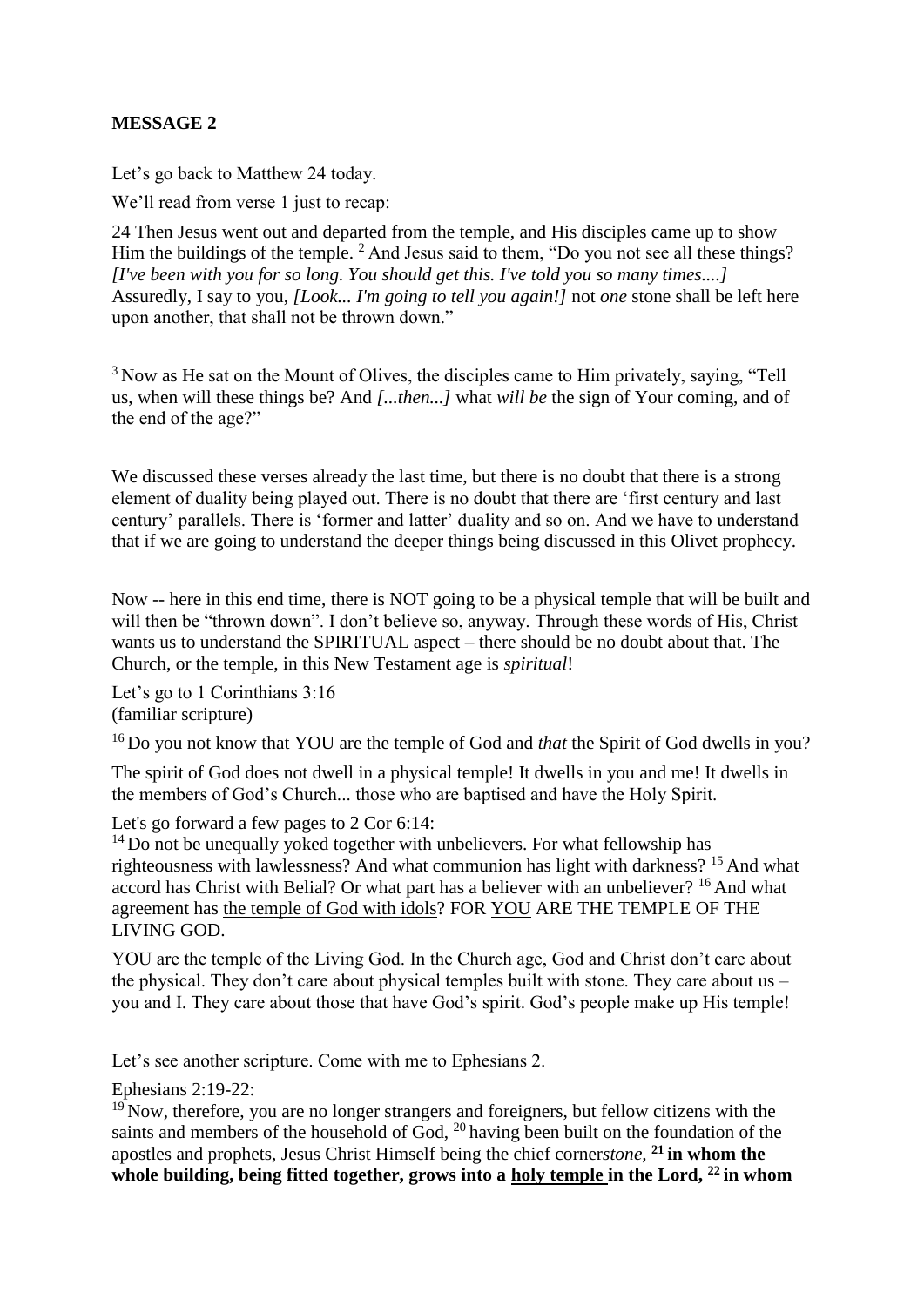**MESSAGE 2**

Let's go back to Matthew 24 today.

We'll read from verse 1 just to recap:

24 Then Jesus went out and departed from the temple, and His disciples came up to show Him the buildings of the temple. [2] And Jesus said to them, "Do you not see all these things? *[I've been with you for so long. You should get this. I've told you so many times....]* Assuredly, I say to you, *[Look... I'm going to tell you again!]* not *one* stone shall be left here upon another, that shall not be thrown down."

[3] Now as He sat on the Mount of Olives, the disciples came to Him privately, saying, "Tell us, when will these things be? And *[...then...]* what *will be* the sign of Your coming, and of the end of the age?"

We discussed these verses already the last time, but there is no doubt that there is a strong element of duality being played out. There is no doubt that there are 'first century and last century' parallels. There is 'former and latter' duality and so on. And we have to understand that if we are going to understand the deeper things being discussed in this Olivet prophecy.

Now -- here in this end time, there is NOT going to be a physical temple that will be built and will then be "thrown down". I don't believe so, anyway. Through these words of His, Christ wants us to understand the SPIRITUAL aspect – there should be no doubt about that. The Church, or the temple, in this New Testament age is *spiritual*!

Let's go to 1 Corinthians 3:16
(familiar scripture)

[16] Do you not know that YOU are the temple of God and *that* the Spirit of God dwells in you?

The spirit of God does not dwell in a physical temple! It dwells in you and me! It dwells in the members of God's Church... those who are baptised and have the Holy Spirit.

Let's go forward a few pages to 2 Cor 6:14:
[14] Do not be unequally yoked together with unbelievers. For what fellowship has righteousness with lawlessness? And what communion has light with darkness? [15] And what accord has Christ with Belial? Or what part has a believer with an unbeliever? [16] And what agreement has <u>the temple of God with idols</u>? FOR <u>YOU</u> ARE THE TEMPLE OF THE LIVING GOD.

YOU are the temple of the Living God. In the Church age, God and Christ don't care about the physical. They don't care about physical temples built with stone. They care about us – you and I. They care about those that have God's spirit. God's people make up His temple!

Let's see another scripture. Come with me to Ephesians 2.

Ephesians 2:19-22:
[19] Now, therefore, you are no longer strangers and foreigners, but fellow citizens with the saints and members of the household of God, [20] having been built on the foundation of the apostles and prophets, Jesus Christ Himself being the chief corner*stone*, **[21] in whom the whole building, being fitted together, grows into a <u>holy temple</u> in the Lord, [22] in whom**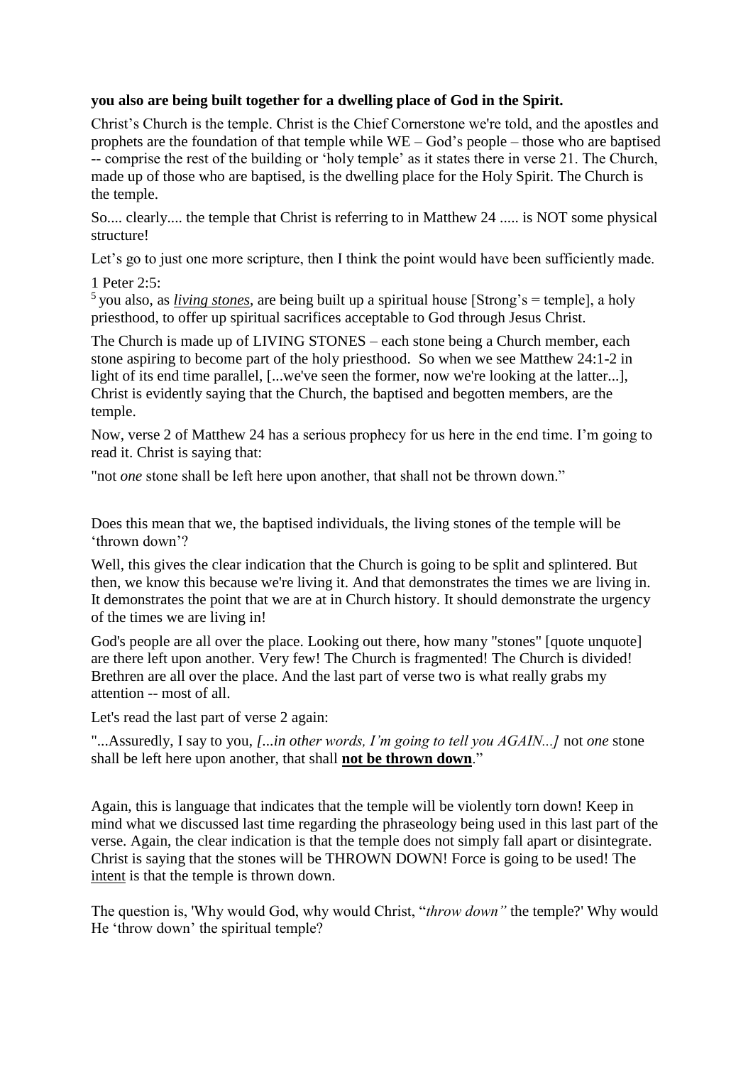**you also are being built together for a dwelling place of God in the Spirit.**

Christ's Church is the temple. Christ is the Chief Cornerstone we're told, and the apostles and prophets are the foundation of that temple while WE – God's people – those who are baptised -- comprise the rest of the building or 'holy temple' as it states there in verse 21. The Church, made up of those who are baptised, is the dwelling place for the Holy Spirit. The Church is the temple.

So.... clearly.... the temple that Christ is referring to in Matthew 24 ..... is NOT some physical structure!

Let's go to just one more scripture, then I think the point would have been sufficiently made.

1 Peter 2:5:
[5] you also, as <u>*living stones*</u>, are being built up a spiritual house [Strong's = temple], a holy priesthood, to offer up spiritual sacrifices acceptable to God through Jesus Christ.

The Church is made up of LIVING STONES – each stone being a Church member, each stone aspiring to become part of the holy priesthood. So when we see Matthew 24:1-2 in light of its end time parallel, [...we've seen the former, now we're looking at the latter...], Christ is evidently saying that the Church, the baptised and begotten members, are the temple.

Now, verse 2 of Matthew 24 has a serious prophecy for us here in the end time. I'm going to read it. Christ is saying that:

"not *one* stone shall be left here upon another, that shall not be thrown down."

Does this mean that we, the baptised individuals, the living stones of the temple will be 'thrown down'?

Well, this gives the clear indication that the Church is going to be split and splintered. But then, we know this because we're living it. And that demonstrates the times we are living in. It demonstrates the point that we are at in Church history. It should demonstrate the urgency of the times we are living in!

God's people are all over the place. Looking out there, how many "stones" [quote unquote] are there left upon another. Very few! The Church is fragmented! The Church is divided! Brethren are all over the place. And the last part of verse two is what really grabs my attention -- most of all.

Let's read the last part of verse 2 again:

"...Assuredly, I say to you, *[...in other words, I'm going to tell you AGAIN...]* not *one* stone shall be left here upon another, that shall **<u>not be thrown down</u>**."

Again, this is language that indicates that the temple will be violently torn down! Keep in mind what we discussed last time regarding the phraseology being used in this last part of the verse. Again, the clear indication is that the temple does not simply fall apart or disintegrate. Christ is saying that the stones will be THROWN DOWN! Force is going to be used! The <u>intent</u> is that the temple is thrown down.

The question is, 'Why would God, why would Christ, "*throw down"* the temple?' Why would He 'throw down' the spiritual temple?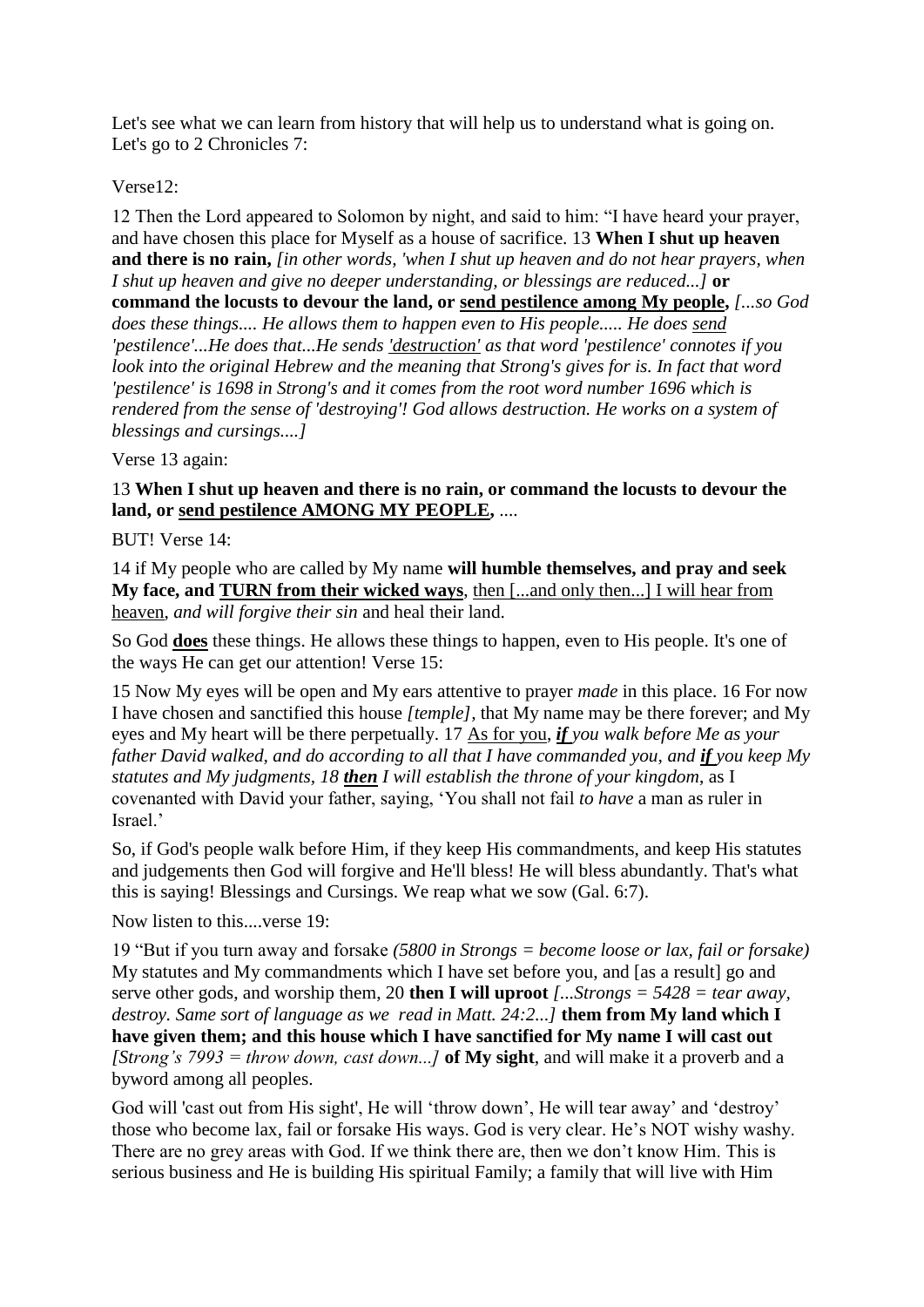Let's see what we can learn from history that will help us to understand what is going on. Let's go to 2 Chronicles 7:

Verse12:

12 Then the Lord appeared to Solomon by night, and said to him: "I have heard your prayer, and have chosen this place for Myself as a house of sacrifice. 13 **When I shut up heaven and there is no rain,** *[in other words, 'when I shut up heaven and do not hear prayers, when I shut up heaven and give no deeper understanding, or blessings are reduced...]* **or command the locusts to devour the land, or <u>send pestilence among My people</u>,** *[...so God does these things.... He allows them to happen even to His people..... He does <u>send</u> 'pestilence'...He does that...He sends <u>'destruction'</u> as that word 'pestilence' connotes if you look into the original Hebrew and the meaning that Strong's gives for is. In fact that word 'pestilence' is 1698 in Strong's and it comes from the root word number 1696 which is rendered from the sense of 'destroying'! God allows destruction. He works on a system of blessings and cursings....]*

Verse 13 again:

13 **When I shut up heaven and there is no rain, or command the locusts to devour the land, or <u>send pestilence AMONG MY PEOPLE</u>,** ....

BUT! Verse 14:

14 if My people who are called by My name **will humble themselves, and pray and seek My face, and <u>TURN from their wicked ways</u>**, <u>then [...and only then...] I will hear from heaven</u>, *and will forgive their sin* and heal their land.

So God **<u>does</u>** these things. He allows these things to happen, even to His people. It's one of the ways He can get our attention! Verse 15:

15 Now My eyes will be open and My ears attentive to prayer *made* in this place. 16 For now I have chosen and sanctified this house *[temple]*, that My name may be there forever; and My eyes and My heart will be there perpetually. 17 <u>As for you</u>, ***<u>if</u>*** *you walk before Me as your father David walked, and do according to all that I have commanded you, and* ***<u>if</u>*** *you keep My statutes and My judgments, 18* ***<u>then</u>*** *I will establish the throne of your kingdom*, as I covenanted with David your father, saying, 'You shall not fail *to have* a man as ruler in Israel.'

So, if God's people walk before Him, if they keep His commandments, and keep His statutes and judgements then God will forgive and He'll bless! He will bless abundantly. That's what this is saying! Blessings and Cursings. We reap what we sow (Gal. 6:7).

Now listen to this....verse 19:

19 "But if you turn away and forsake *(5800 in Strongs = become loose or lax, fail or forsake)* My statutes and My commandments which I have set before you, and [as a result] go and serve other gods, and worship them, 20 **then I will uproot** *[...Strongs = 5428 = tear away, destroy. Same sort of language as we read in Matt. 24:2...]* **them from My land which I have given them; and this house which I have sanctified for My name I will cast out** *[Strong's 7993 = throw down, cast down...]* **of My sight**, and will make it a proverb and a byword among all peoples.

God will 'cast out from His sight', He will 'throw down', He will tear away' and 'destroy' those who become lax, fail or forsake His ways. God is very clear. He's NOT wishy washy. There are no grey areas with God. If we think there are, then we don't know Him. This is serious business and He is building His spiritual Family; a family that will live with Him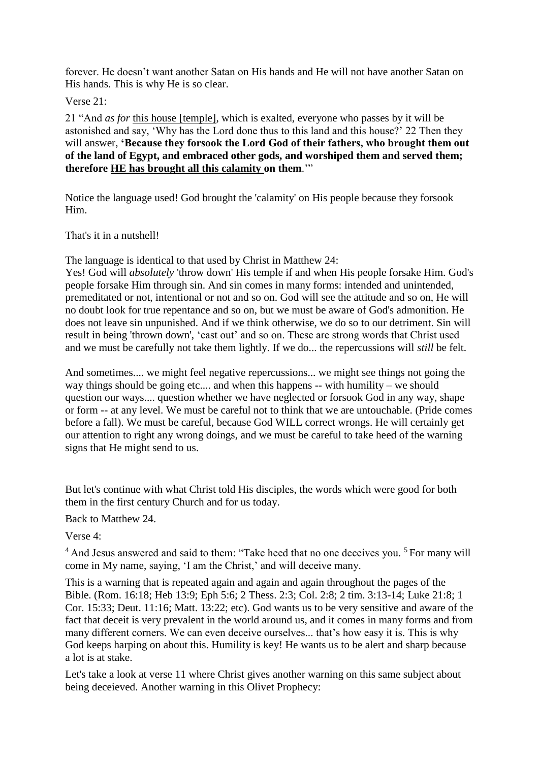forever. He doesn't want another Satan on His hands and He will not have another Satan on His hands. This is why He is so clear.

Verse 21:

21 "And *as for* <u>this house [temple]</u>, which is exalted, everyone who passes by it will be astonished and say, 'Why has the Lord done thus to this land and this house?' 22 Then they will answer, **'Because they forsook the Lord God of their fathers, who brought them out of the land of Egypt, and embraced other gods, and worshiped them and served them; therefore <u>HE has brought all this calamity</u> on them**.'"

Notice the language used! God brought the 'calamity' on His people because they forsook Him.

That's it in a nutshell!

The language is identical to that used by Christ in Matthew 24:

Yes! God will *absolutely* 'throw down' His temple if and when His people forsake Him. God's people forsake Him through sin. And sin comes in many forms: intended and unintended, premeditated or not, intentional or not and so on. God will see the attitude and so on, He will no doubt look for true repentance and so on, but we must be aware of God's admonition. He does not leave sin unpunished. And if we think otherwise, we do so to our detriment. Sin will result in being 'thrown down', 'cast out' and so on. These are strong words that Christ used and we must be carefully not take them lightly. If we do... the repercussions will *still* be felt.

And sometimes.... we might feel negative repercussions... we might see things not going the way things should be going etc.... and when this happens -- with humility – we should question our ways.... question whether we have neglected or forsook God in any way, shape or form -- at any level. We must be careful not to think that we are untouchable. (Pride comes before a fall). We must be careful, because God WILL correct wrongs. He will certainly get our attention to right any wrong doings, and we must be careful to take heed of the warning signs that He might send to us.

But let's continue with what Christ told His disciples, the words which were good for both them in the first century Church and for us today.

Back to Matthew 24.

Verse 4:

4 And Jesus answered and said to them: "Take heed that no one deceives you. 5 For many will come in My name, saying, 'I am the Christ,' and will deceive many.

This is a warning that is repeated again and again and again throughout the pages of the Bible. (Rom. 16:18; Heb 13:9; Eph 5:6; 2 Thess. 2:3; Col. 2:8; 2 tim. 3:13-14; Luke 21:8; 1 Cor. 15:33; Deut. 11:16; Matt. 13:22; etc). God wants us to be very sensitive and aware of the fact that deceit is very prevalent in the world around us, and it comes in many forms and from many different corners. We can even deceive ourselves... that's how easy it is. This is why God keeps harping on about this. Humility is key! He wants us to be alert and sharp because a lot is at stake.

Let's take a look at verse 11 where Christ gives another warning on this same subject about being deceieved. Another warning in this Olivet Prophecy: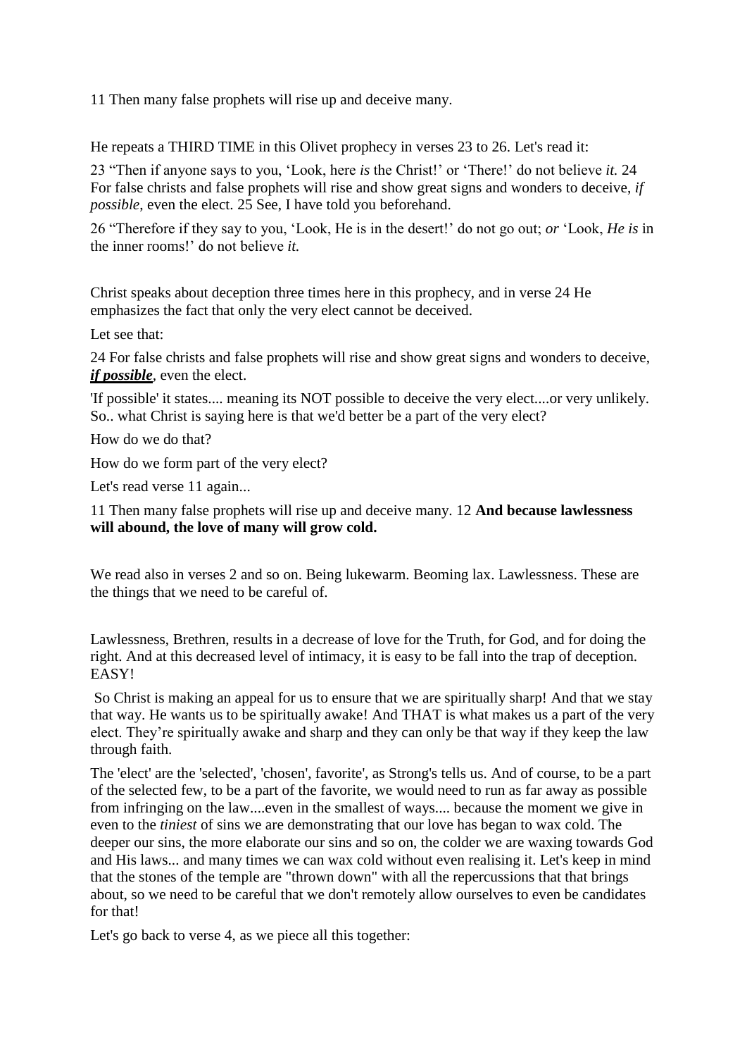11 Then many false prophets will rise up and deceive many.

He repeats a THIRD TIME in this Olivet prophecy in verses 23 to 26. Let's read it:

23 "Then if anyone says to you, 'Look, here *is* the Christ!' or 'There!' do not believe *it.* 24 For false christs and false prophets will rise and show great signs and wonders to deceive, *if possible*, even the elect. 25 See, I have told you beforehand.

26 "Therefore if they say to you, 'Look, He is in the desert!' do not go out; *or* 'Look, *He is* in the inner rooms!' do not believe *it.*

Christ speaks about deception three times here in this prophecy, and in verse 24 He emphasizes the fact that only the very elect cannot be deceived.

Let see that:

24 For false christs and false prophets will rise and show great signs and wonders to deceive, ***if possible***, even the elect.

'If possible' it states.... meaning its NOT possible to deceive the very elect....or very unlikely. So.. what Christ is saying here is that we'd better be a part of the very elect?

How do we do that?

How do we form part of the very elect?

Let's read verse 11 again...

11 Then many false prophets will rise up and deceive many. 12 **And because lawlessness will abound, the love of many will grow cold.**

We read also in verses 2 and so on. Being lukewarm. Beoming lax. Lawlessness. These are the things that we need to be careful of.

Lawlessness, Brethren, results in a decrease of love for the Truth, for God, and for doing the right. And at this decreased level of intimacy, it is easy to be fall into the trap of deception. EASY!

So Christ is making an appeal for us to ensure that we are spiritually sharp! And that we stay that way. He wants us to be spiritually awake! And THAT is what makes us a part of the very elect. They're spiritually awake and sharp and they can only be that way if they keep the law through faith.

The 'elect' are the 'selected', 'chosen', favorite', as Strong's tells us. And of course, to be a part of the selected few, to be a part of the favorite, we would need to run as far away as possible from infringing on the law....even in the smallest of ways.... because the moment we give in even to the *tiniest* of sins we are demonstrating that our love has began to wax cold. The deeper our sins, the more elaborate our sins and so on, the colder we are waxing towards God and His laws... and many times we can wax cold without even realising it. Let's keep in mind that the stones of the temple are "thrown down" with all the repercussions that that brings about, so we need to be careful that we don't remotely allow ourselves to even be candidates for that!

Let's go back to verse 4, as we piece all this together: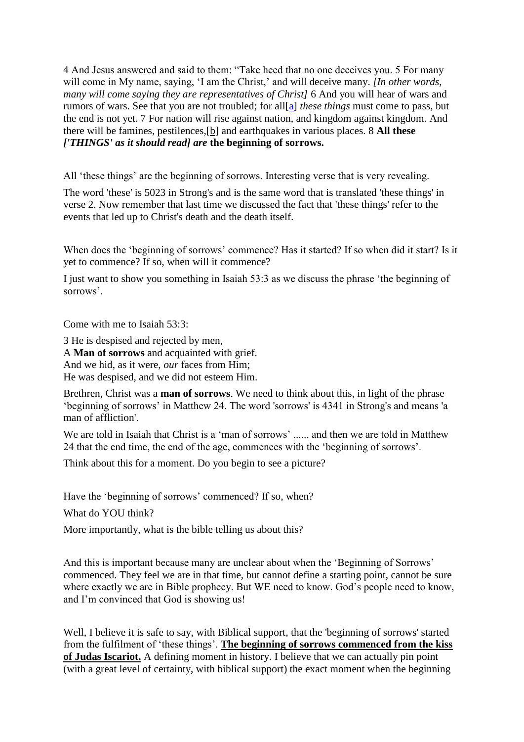4 And Jesus answered and said to them: "Take heed that no one deceives you. 5 For many will come in My name, saying, 'I am the Christ,' and will deceive many. *[In other words, many will come saying they are representatives of Christ]* 6 And you will hear of wars and rumors of wars. See that you are not troubled; for all[a] *these things* must come to pass, but the end is not yet. 7 For nation will rise against nation, and kingdom against kingdom. And there will be famines, pestilences,[b] and earthquakes in various places. 8 **All these *['THINGS' as it should read] are* the beginning of sorrows.**

All 'these things' are the beginning of sorrows. Interesting verse that is very revealing.

The word 'these' is 5023 in Strong's and is the same word that is translated 'these things' in verse 2. Now remember that last time we discussed the fact that 'these things' refer to the events that led up to Christ's death and the death itself.

When does the 'beginning of sorrows' commence? Has it started? If so when did it start? Is it yet to commence? If so, when will it commence?

I just want to show you something in Isaiah 53:3 as we discuss the phrase 'the beginning of sorrows'.

Come with me to Isaiah 53:3:

3 He is despised and rejected by men,
A **Man of sorrows** and acquainted with grief.
And we hid, as it were, *our* faces from Him;
He was despised, and we did not esteem Him.

Brethren, Christ was a **man of sorrows**. We need to think about this, in light of the phrase 'beginning of sorrows' in Matthew 24. The word 'sorrows' is 4341 in Strong's and means 'a man of affliction'.

We are told in Isaiah that Christ is a 'man of sorrows' ...... and then we are told in Matthew 24 that the end time, the end of the age, commences with the 'beginning of sorrows'.

Think about this for a moment. Do you begin to see a picture?

Have the 'beginning of sorrows' commenced? If so, when?

What do YOU think?

More importantly, what is the bible telling us about this?

And this is important because many are unclear about when the 'Beginning of Sorrows' commenced. They feel we are in that time, but cannot define a starting point, cannot be sure where exactly we are in Bible prophecy. But WE need to know. God's people need to know, and I'm convinced that God is showing us!

Well, I believe it is safe to say, with Biblical support, that the 'beginning of sorrows' started from the fulfilment of 'these things'. **<u>The beginning of sorrows commenced from the kiss of Judas Iscariot.</u>** A defining moment in history. I believe that we can actually pin point (with a great level of certainty, with biblical support) the exact moment when the beginning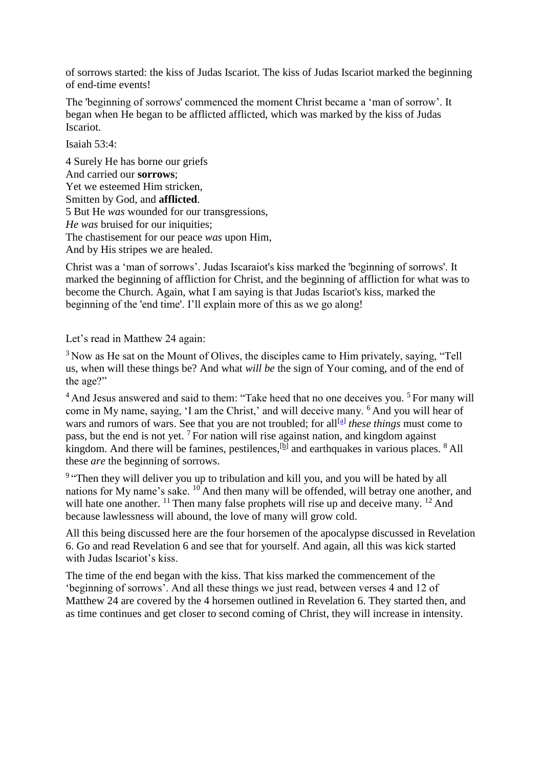of sorrows started: the kiss of Judas Iscariot. The kiss of Judas Iscariot marked the beginning of end-time events!

The 'beginning of sorrows' commenced the moment Christ became a 'man of sorrow'. It began when He began to be afflicted afflicted, which was marked by the kiss of Judas Iscariot.

Isaiah 53:4:

4 Surely He has borne our griefs
And carried our **sorrows**;
Yet we esteemed Him stricken,
Smitten by God, and **afflicted**.
5 But He *was* wounded for our transgressions,
*He was* bruised for our iniquities;
The chastisement for our peace *was* upon Him,
And by His stripes we are healed.

Christ was a 'man of sorrows'. Judas Iscaraiot's kiss marked the 'beginning of sorrows'. It marked the beginning of affliction for Christ, and the beginning of affliction for what was to become the Church. Again, what I am saying is that Judas Iscariot's kiss, marked the beginning of the 'end time'. I'll explain more of this as we go along!

Let's read in Matthew 24 again:

3 Now as He sat on the Mount of Olives, the disciples came to Him privately, saying, "Tell us, when will these things be? And what *will be* the sign of Your coming, and of the end of the age?"

4 And Jesus answered and said to them: "Take heed that no one deceives you. 5 For many will come in My name, saying, 'I am the Christ,' and will deceive many. 6 And you will hear of wars and rumors of wars. See that you are not troubled; for all[a] *these things* must come to pass, but the end is not yet. 7 For nation will rise against nation, and kingdom against kingdom. And there will be famines, pestilences,[b] and earthquakes in various places. 8 All these *are* the beginning of sorrows.

9 "Then they will deliver you up to tribulation and kill you, and you will be hated by all nations for My name's sake. 10 And then many will be offended, will betray one another, and will hate one another. 11 Then many false prophets will rise up and deceive many. 12 And because lawlessness will abound, the love of many will grow cold.

All this being discussed here are the four horsemen of the apocalypse discussed in Revelation 6. Go and read Revelation 6 and see that for yourself. And again, all this was kick started with Judas Iscariot's kiss.

The time of the end began with the kiss. That kiss marked the commencement of the 'beginning of sorrows'. And all these things we just read, between verses 4 and 12 of Matthew 24 are covered by the 4 horsemen outlined in Revelation 6. They started then, and as time continues and get closer to second coming of Christ, they will increase in intensity.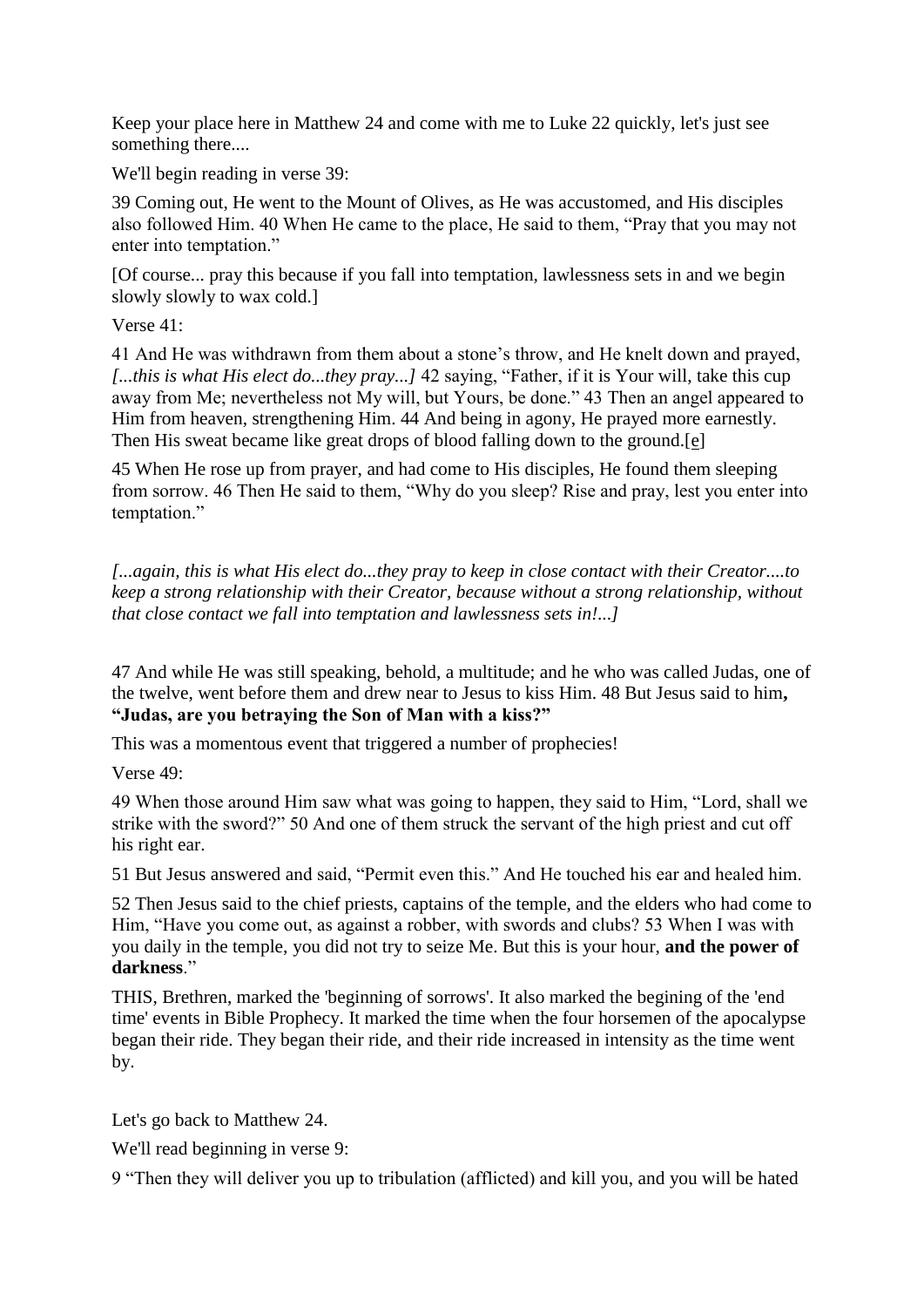Keep your place here in Matthew 24 and come with me to Luke 22 quickly, let's just see something there....

We'll begin reading in verse 39:

39 Coming out, He went to the Mount of Olives, as He was accustomed, and His disciples also followed Him. 40 When He came to the place, He said to them, "Pray that you may not enter into temptation."

[Of course... pray this because if you fall into temptation, lawlessness sets in and we begin slowly slowly to wax cold.]

Verse 41:

41 And He was withdrawn from them about a stone's throw, and He knelt down and prayed, *[...this is what His elect do...they pray...]* 42 saying, "Father, if it is Your will, take this cup away from Me; nevertheless not My will, but Yours, be done." 43 Then an angel appeared to Him from heaven, strengthening Him. 44 And being in agony, He prayed more earnestly. Then His sweat became like great drops of blood falling down to the ground.[e]

45 When He rose up from prayer, and had come to His disciples, He found them sleeping from sorrow. 46 Then He said to them, "Why do you sleep? Rise and pray, lest you enter into temptation."

*[...again, this is what His elect do...they pray to keep in close contact with their Creator....to keep a strong relationship with their Creator, because without a strong relationship, without that close contact we fall into temptation and lawlessness sets in!...]*

47 And while He was still speaking, behold, a multitude; and he who was called Judas, one of the twelve, went before them and drew near to Jesus to kiss Him. 48 But Jesus said to him**, "Judas, are you betraying the Son of Man with a kiss?"**

This was a momentous event that triggered a number of prophecies!

Verse 49:

49 When those around Him saw what was going to happen, they said to Him, "Lord, shall we strike with the sword?" 50 And one of them struck the servant of the high priest and cut off his right ear.

51 But Jesus answered and said, "Permit even this." And He touched his ear and healed him.

52 Then Jesus said to the chief priests, captains of the temple, and the elders who had come to Him, "Have you come out, as against a robber, with swords and clubs? 53 When I was with you daily in the temple, you did not try to seize Me. But this is your hour, **and the power of darkness**."

THIS, Brethren, marked the 'beginning of sorrows'. It also marked the begining of the 'end time' events in Bible Prophecy. It marked the time when the four horsemen of the apocalypse began their ride. They began their ride, and their ride increased in intensity as the time went by.

Let's go back to Matthew 24.

We'll read beginning in verse 9:

9 "Then they will deliver you up to tribulation (afflicted) and kill you, and you will be hated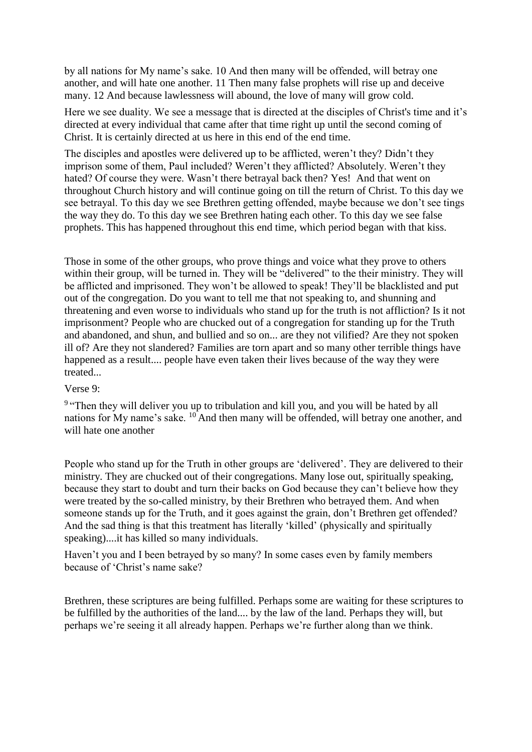by all nations for My name's sake. 10 And then many will be offended, will betray one another, and will hate one another. 11 Then many false prophets will rise up and deceive many. 12 And because lawlessness will abound, the love of many will grow cold.

Here we see duality. We see a message that is directed at the disciples of Christ's time and it's directed at every individual that came after that time right up until the second coming of Christ. It is certainly directed at us here in this end of the end time.

The disciples and apostles were delivered up to be afflicted, weren't they? Didn't they imprison some of them, Paul included? Weren't they afflicted? Absolutely. Weren't they hated? Of course they were. Wasn't there betrayal back then? Yes! And that went on throughout Church history and will continue going on till the return of Christ. To this day we see betrayal. To this day we see Brethren getting offended, maybe because we don't see tings the way they do. To this day we see Brethren hating each other. To this day we see false prophets. This has happened throughout this end time, which period began with that kiss.

Those in some of the other groups, who prove things and voice what they prove to others within their group, will be turned in. They will be "delivered" to the their ministry. They will be afflicted and imprisoned. They won't be allowed to speak! They'll be blacklisted and put out of the congregation. Do you want to tell me that not speaking to, and shunning and threatening and even worse to individuals who stand up for the truth is not affliction? Is it not imprisonment? People who are chucked out of a congregation for standing up for the Truth and abandoned, and shun, and bullied and so on... are they not vilified? Are they not spoken ill of? Are they not slandered? Families are torn apart and so many other terrible things have happened as a result.... people have even taken their lives because of the way they were treated...

Verse 9:

[9] "Then they will deliver you up to tribulation and kill you, and you will be hated by all nations for My name's sake. [10] And then many will be offended, will betray one another, and will hate one another

People who stand up for the Truth in other groups are 'delivered'. They are delivered to their ministry. They are chucked out of their congregations. Many lose out, spiritually speaking, because they start to doubt and turn their backs on God because they can't believe how they were treated by the so-called ministry, by their Brethren who betrayed them. And when someone stands up for the Truth, and it goes against the grain, don't Brethren get offended? And the sad thing is that this treatment has literally 'killed' (physically and spiritually speaking)....it has killed so many individuals.

Haven't you and I been betrayed by so many? In some cases even by family members because of 'Christ's name sake?

Brethren, these scriptures are being fulfilled. Perhaps some are waiting for these scriptures to be fulfilled by the authorities of the land.... by the law of the land. Perhaps they will, but perhaps we're seeing it all already happen. Perhaps we're further along than we think.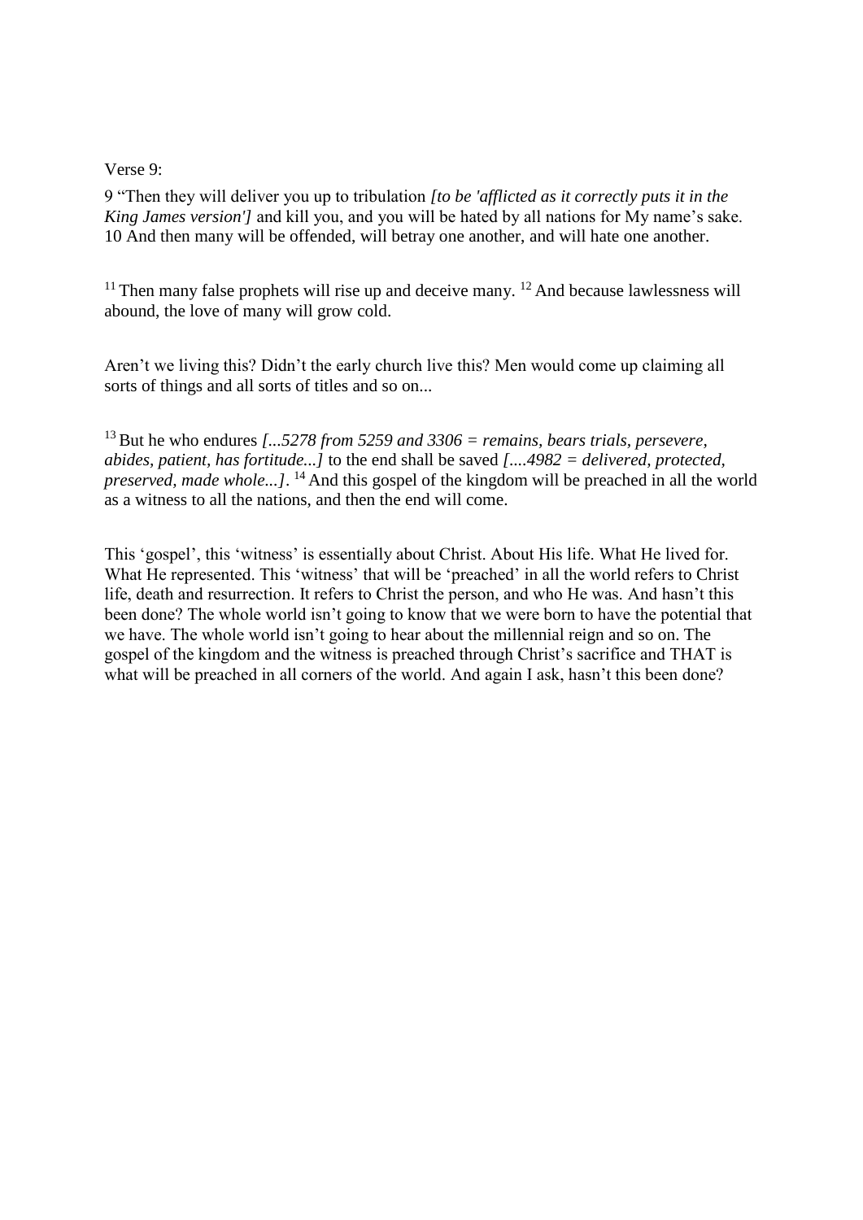Verse 9:

9 “Then they will deliver you up to tribulation *[to be 'afflicted as it correctly puts it in the King James version']* and kill you, and you will be hated by all nations for My name’s sake. 10 And then many will be offended, will betray one another, and will hate one another.

[11] Then many false prophets will rise up and deceive many. [12] And because lawlessness will abound, the love of many will grow cold.

Aren’t we living this? Didn’t the early church live this? Men would come up claiming all sorts of things and all sorts of titles and so on...

[13] But he who endures *[...5278 from 5259 and 3306 = remains, bears trials, persevere, abides, patient, has fortitude...]* to the end shall be saved *[....4982 = delivered, protected, preserved, made whole...]*. [14] And this gospel of the kingdom will be preached in all the world as a witness to all the nations, and then the end will come.

This ‘gospel’, this ‘witness’ is essentially about Christ. About His life. What He lived for. What He represented. This ‘witness’ that will be ‘preached’ in all the world refers to Christ life, death and resurrection. It refers to Christ the person, and who He was. And hasn’t this been done? The whole world isn’t going to know that we were born to have the potential that we have. The whole world isn’t going to hear about the millennial reign and so on. The gospel of the kingdom and the witness is preached through Christ’s sacrifice and THAT is what will be preached in all corners of the world. And again I ask, hasn’t this been done?